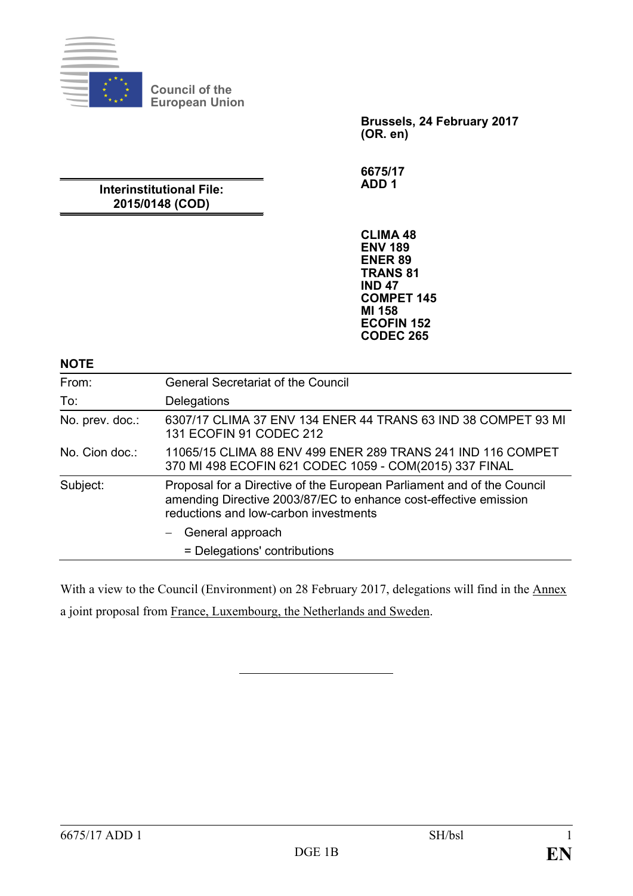Council of the European Union

**Brussels, 24 February 2017**
**(OR. en)**

**6675/17**
**ADD 1**

**Interinstitutional File:**
**2015/0148 (COD)**

**CLIMA 48**
**ENV 189**
**ENER 89**
**TRANS 81**
**IND 47**
**COMPET 145**
**MI 158**
**ECOFIN 152**
**CODEC 265**

## NOTE

| | |
|---|---|
| From: | General Secretariat of the Council |
| To: | Delegations |
| No. prev. doc.: | 6307/17 CLIMA 37 ENV 134 ENER 44 TRANS 63 IND 38 COMPET 93 MI 131 ECOFIN 91 CODEC 212 |
| No. Cion doc.: | 11065/15 CLIMA 88 ENV 499 ENER 289 TRANS 241 IND 116 COMPET 370 MI 498 ECOFIN 621 CODEC 1059 - COM(2015) 337 FINAL |
| Subject: | Proposal for a Directive of the European Parliament and of the Council amending Directive 2003/87/EC to enhance cost-effective emission reductions and low-carbon investments<br>– General approach<br>= Delegations' contributions |

With a view to the Council (Environment) on 28 February 2017, delegations will find in the Annex a joint proposal from France, Luxembourg, the Netherlands and Sweden.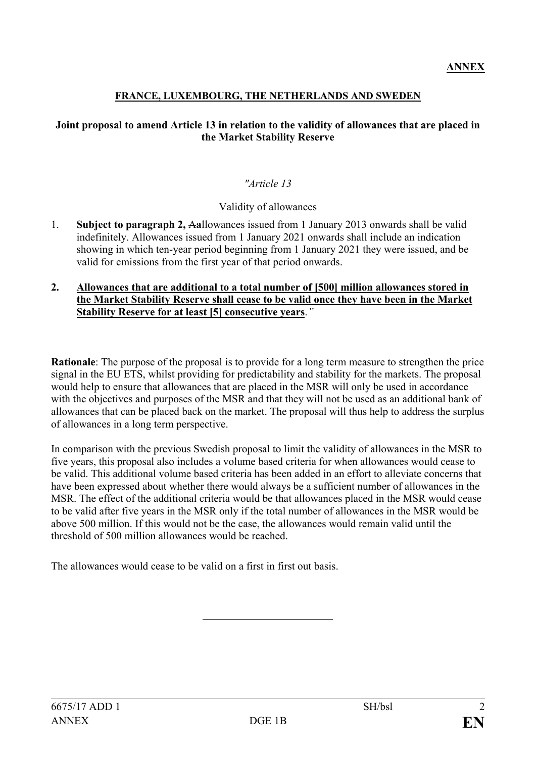**ANNEX**

**FRANCE, LUXEMBOURG, THE NETHERLANDS AND SWEDEN**

**Joint proposal to amend Article 13 in relation to the validity of allowances that are placed in the Market Stability Reserve**

*"Article 13*

Validity of allowances

1. **Subject to paragraph 2,** ~~A~~**a**llowances issued from 1 January 2013 onwards shall be valid indefinitely. Allowances issued from 1 January 2021 onwards shall include an indication showing in which ten-year period beginning from 1 January 2021 they were issued, and be valid for emissions from the first year of that period onwards.

2. **<u>Allowances that are additional to a total number of [500] million allowances stored in the Market Stability Reserve shall cease to be valid once they have been in the Market Stability Reserve for at least [5] consecutive years</u>**.*"*

**Rationale**: The purpose of the proposal is to provide for a long term measure to strengthen the price signal in the EU ETS, whilst providing for predictability and stability for the markets. The proposal would help to ensure that allowances that are placed in the MSR will only be used in accordance with the objectives and purposes of the MSR and that they will not be used as an additional bank of allowances that can be placed back on the market. The proposal will thus help to address the surplus of allowances in a long term perspective.

In comparison with the previous Swedish proposal to limit the validity of allowances in the MSR to five years, this proposal also includes a volume based criteria for when allowances would cease to be valid. This additional volume based criteria has been added in an effort to alleviate concerns that have been expressed about whether there would always be a sufficient number of allowances in the MSR. The effect of the additional criteria would be that allowances placed in the MSR would cease to be valid after five years in the MSR only if the total number of allowances in the MSR would be above 500 million. If this would not be the case, the allowances would remain valid until the threshold of 500 million allowances would be reached.

The allowances would cease to be valid on a first in first out basis.